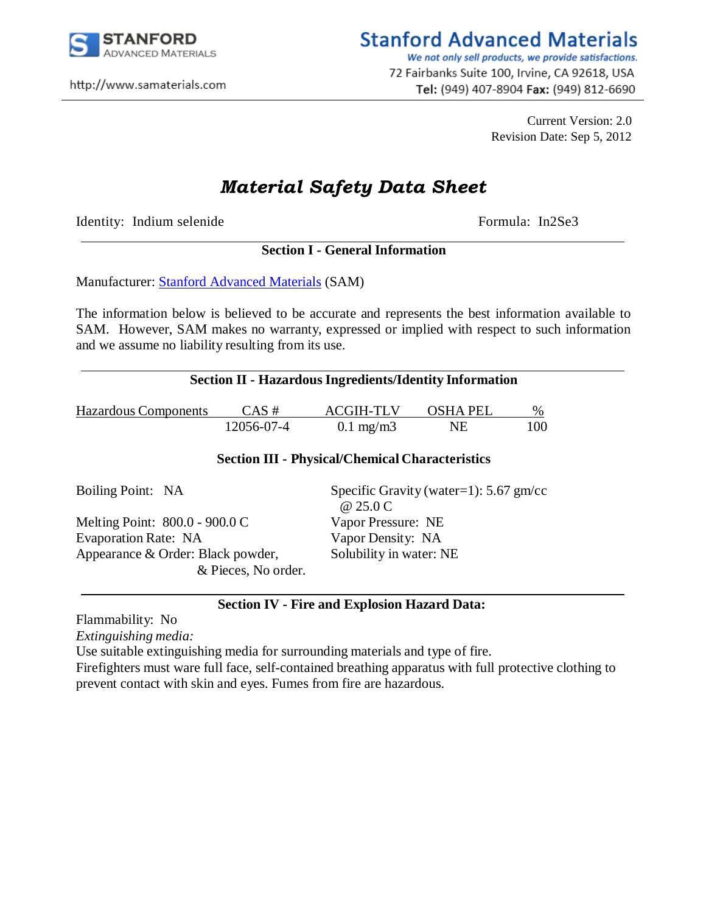# Stanford Advanced Materials

*We not only sell products, we provide satisfactions.*

72 Fairbanks Suite 100, Irvine, CA 92618, USA

**Tel:** (949) 407-8904 **Fax:** (949) 812-6690

http://www.samaterials.com

Current Version: 2.0
Revision Date: Sep 5, 2012

## *Material Safety Data Sheet*

Identity: Indium selenide

Formula: $In_2Se_3$

### Section I - General Information

Manufacturer: Stanford Advanced Materials (SAM)

The information below is believed to be accurate and represents the best information available to SAM. However, SAM makes no warranty, expressed or implied with respect to such information and we assume no liability resulting from its use.

### Section II - Hazardous Ingredients/Identity Information

| Hazardous Components | CAS # | ACGIH-TLV | OSHA PEL | % |
|---|---|---|---|---|
| | 12056-07-4 | 0.1 mg/m3 | NE | 100 |

### Section III - Physical/Chemical Characteristics

Boiling Point: NA

Melting Point: 800.0 - 900.0 C

Evaporation Rate: NA

Appearance & Order: Black powder, & Pieces, No order.

Specific Gravity (water=1): 5.67 gm/cc @ 25.0 C

Vapor Pressure: NE

Vapor Density: NA

Solubility in water: NE

### Section IV - Fire and Explosion Hazard Data:

Flammability: No

*Extinguishing media:*

Use suitable extinguishing media for surrounding materials and type of fire.

Firefighters must ware full face, self-contained breathing apparatus with full protective clothing to prevent contact with skin and eyes. Fumes from fire are hazardous.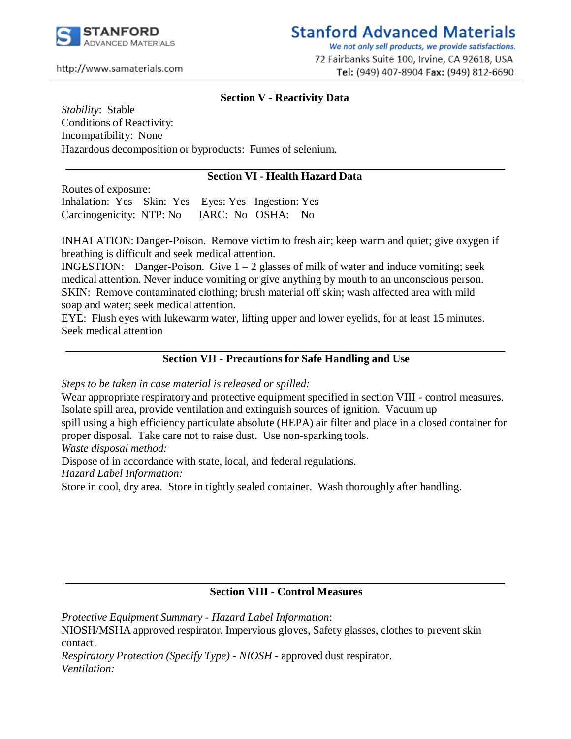## Section V - Reactivity Data

*Stability*: Stable
Conditions of Reactivity:
Incompatibility: None
Hazardous decomposition or byproducts: Fumes of selenium.

## Section VI - Health Hazard Data

Routes of exposure:
Inhalation: Yes Skin: Yes Eyes: Yes Ingestion: Yes
Carcinogenicity: NTP: No IARC: No OSHA: No

INHALATION: Danger-Poison. Remove victim to fresh air; keep warm and quiet; give oxygen if breathing is difficult and seek medical attention.
INGESTION: Danger-Poison. Give 1 – 2 glasses of milk of water and induce vomiting; seek medical attention. Never induce vomiting or give anything by mouth to an unconscious person.
SKIN: Remove contaminated clothing; brush material off skin; wash affected area with mild soap and water; seek medical attention.
EYE: Flush eyes with lukewarm water, lifting upper and lower eyelids, for at least 15 minutes. Seek medical attention

## Section VII - Precautions for Safe Handling and Use

*Steps to be taken in case material is released or spilled:*
Wear appropriate respiratory and protective equipment specified in section VIII - control measures. Isolate spill area, provide ventilation and extinguish sources of ignition. Vacuum up spill using a high efficiency particulate absolute (HEPA) air filter and place in a closed container for proper disposal. Take care not to raise dust. Use non-sparking tools.
*Waste disposal method:*
Dispose of in accordance with state, local, and federal regulations.
*Hazard Label Information:*
Store in cool, dry area. Store in tightly sealed container. Wash thoroughly after handling.

## Section VIII - Control Measures

*Protective Equipment Summary - Hazard Label Information*:
NIOSH/MSHA approved respirator, Impervious gloves, Safety glasses, clothes to prevent skin contact.
*Respiratory Protection (Specify Type) - NIOSH* - approved dust respirator.
*Ventilation:*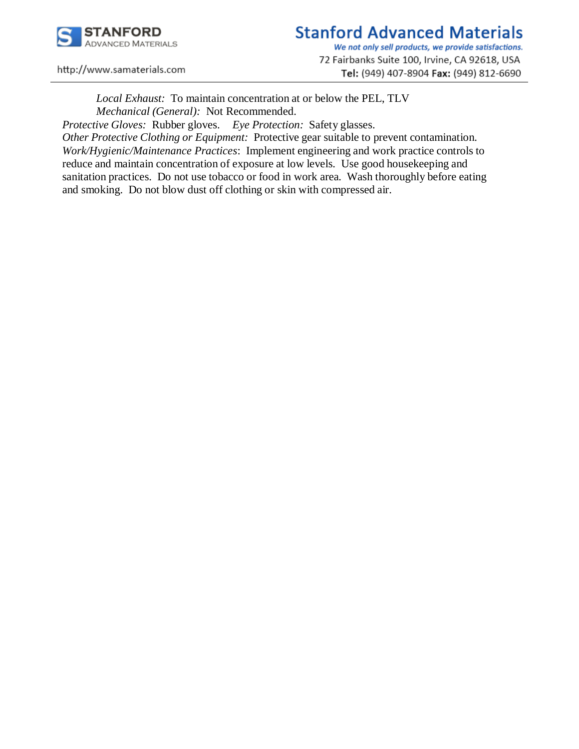*Local Exhaust:* To maintain concentration at or below the PEL, TLV

*Mechanical (General):* Not Recommended.

*Protective Gloves:* Rubber gloves. *Eye Protection:* Safety glasses.

*Other Protective Clothing or Equipment:* Protective gear suitable to prevent contamination.

*Work/Hygienic/Maintenance Practices*: Implement engineering and work practice controls to reduce and maintain concentration of exposure at low levels. Use good housekeeping and sanitation practices. Do not use tobacco or food in work area. Wash thoroughly before eating and smoking. Do not blow dust off clothing or skin with compressed air.